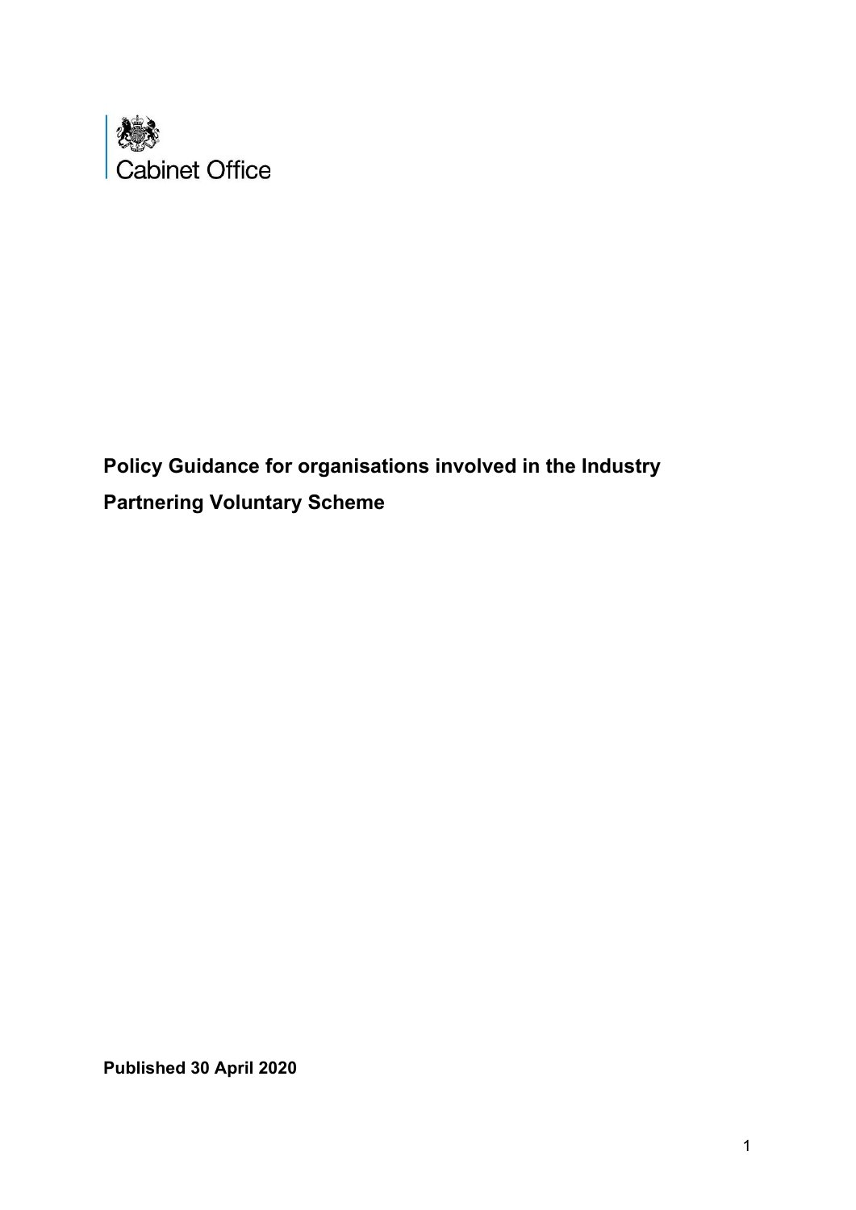Cabinet Office

# Policy Guidance for organisations involved in the Industry Partnering Voluntary Scheme

**Published 30 April 2020**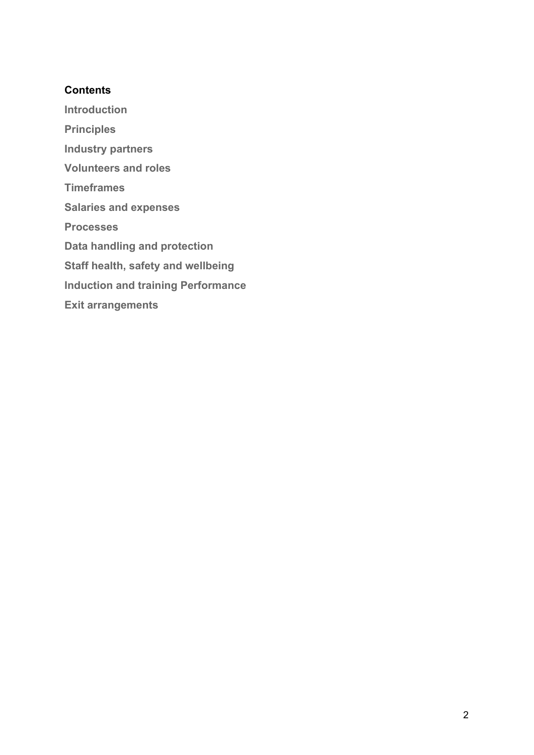**Contents**

Introduction

Principles

Industry partners

Volunteers and roles

Timeframes

Salaries and expenses

Processes

Data handling and protection

Staff health, safety and wellbeing

Induction and training Performance

Exit arrangements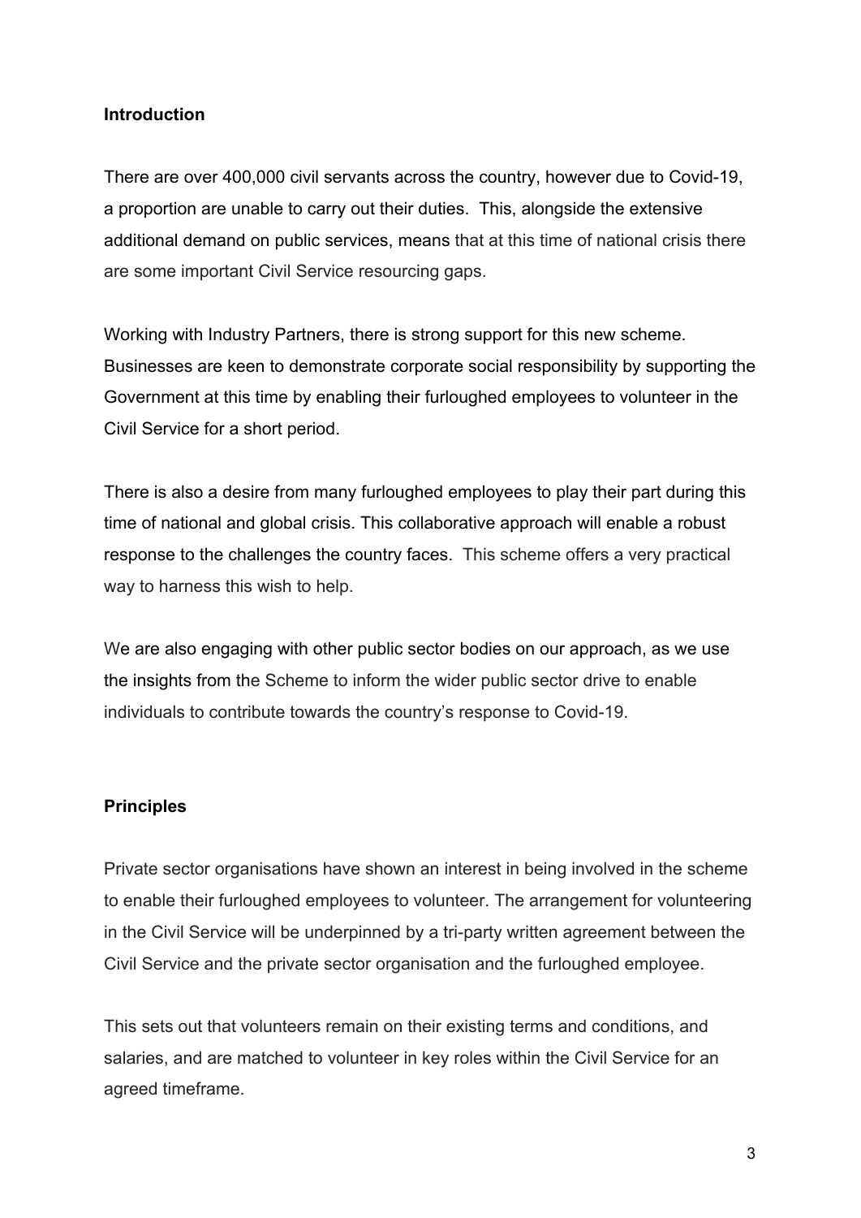## Introduction

There are over 400,000 civil servants across the country, however due to Covid-19, a proportion are unable to carry out their duties. This, alongside the extensive additional demand on public services, means that at this time of national crisis there are some important Civil Service resourcing gaps.

Working with Industry Partners, there is strong support for this new scheme. Businesses are keen to demonstrate corporate social responsibility by supporting the Government at this time by enabling their furloughed employees to volunteer in the Civil Service for a short period.

There is also a desire from many furloughed employees to play their part during this time of national and global crisis. This collaborative approach will enable a robust response to the challenges the country faces. This scheme offers a very practical way to harness this wish to help.

We are also engaging with other public sector bodies on our approach, as we use the insights from the Scheme to inform the wider public sector drive to enable individuals to contribute towards the country's response to Covid-19.

## Principles

Private sector organisations have shown an interest in being involved in the scheme to enable their furloughed employees to volunteer. The arrangement for volunteering in the Civil Service will be underpinned by a tri-party written agreement between the Civil Service and the private sector organisation and the furloughed employee.

This sets out that volunteers remain on their existing terms and conditions, and salaries, and are matched to volunteer in key roles within the Civil Service for an agreed timeframe.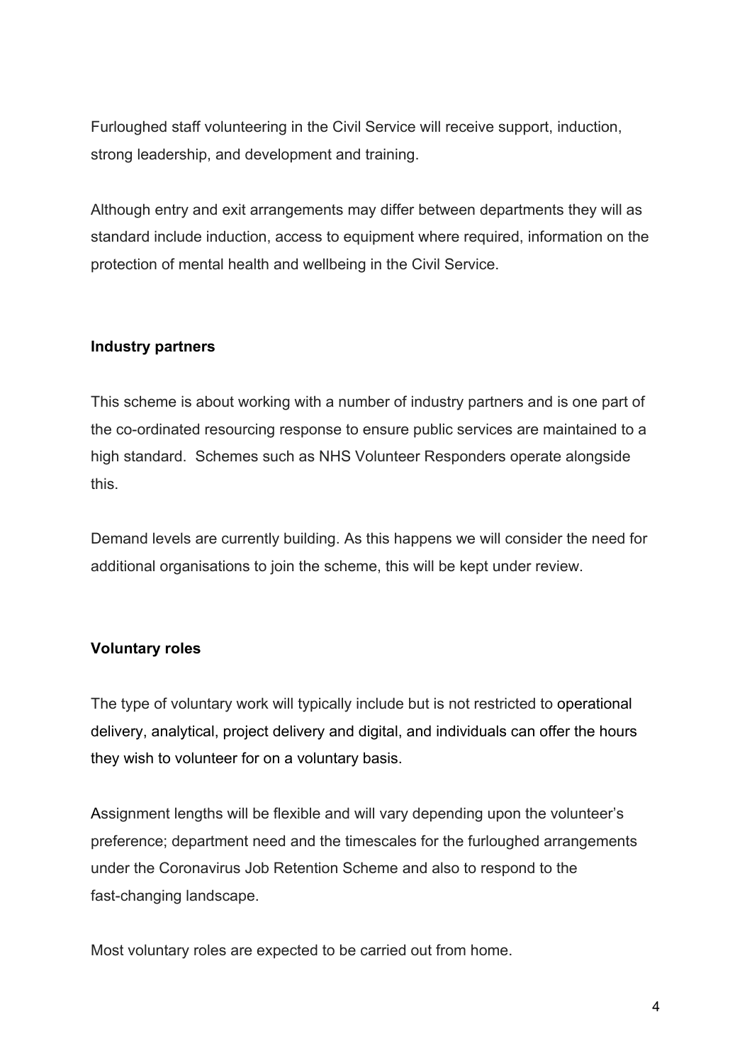Furloughed staff volunteering in the Civil Service will receive support, induction, strong leadership, and development and training.

Although entry and exit arrangements may differ between departments they will as standard include induction, access to equipment where required, information on the protection of mental health and wellbeing in the Civil Service.

**Industry partners**

This scheme is about working with a number of industry partners and is one part of the co-ordinated resourcing response to ensure public services are maintained to a high standard. Schemes such as NHS Volunteer Responders operate alongside this.

Demand levels are currently building. As this happens we will consider the need for additional organisations to join the scheme, this will be kept under review.

**Voluntary roles**

The type of voluntary work will typically include but is not restricted to operational delivery, analytical, project delivery and digital, and individuals can offer the hours they wish to volunteer for on a voluntary basis.

Assignment lengths will be flexible and will vary depending upon the volunteer's preference; department need and the timescales for the furloughed arrangements under the Coronavirus Job Retention Scheme and also to respond to the fast-changing landscape.

Most voluntary roles are expected to be carried out from home.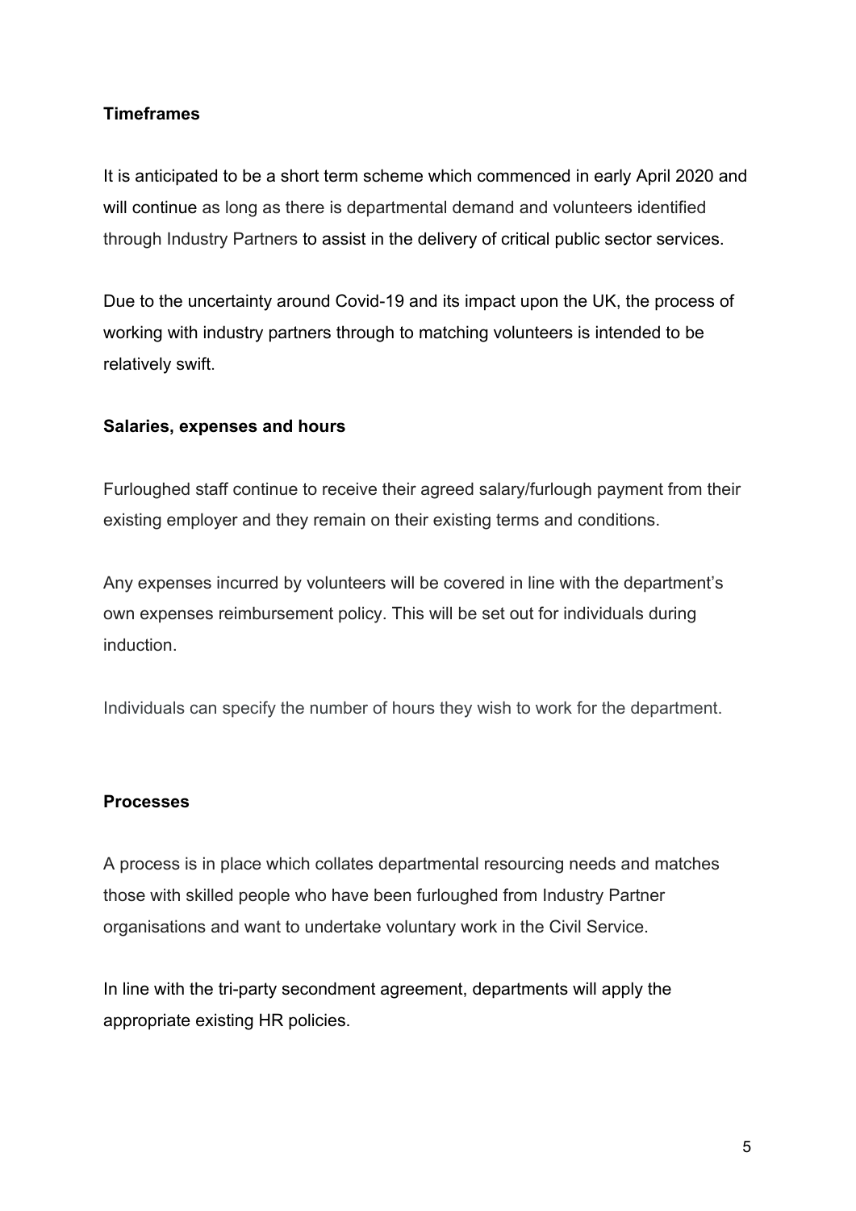**Timeframes**

It is anticipated to be a short term scheme which commenced in early April 2020 and will continue as long as there is departmental demand and volunteers identified through Industry Partners to assist in the delivery of critical public sector services.

Due to the uncertainty around Covid-19 and its impact upon the UK, the process of working with industry partners through to matching volunteers is intended to be relatively swift.

**Salaries, expenses and hours**

Furloughed staff continue to receive their agreed salary/furlough payment from their existing employer and they remain on their existing terms and conditions.

Any expenses incurred by volunteers will be covered in line with the department's own expenses reimbursement policy. This will be set out for individuals during induction.

Individuals can specify the number of hours they wish to work for the department.

**Processes**

A process is in place which collates departmental resourcing needs and matches those with skilled people who have been furloughed from Industry Partner organisations and want to undertake voluntary work in the Civil Service.

In line with the tri-party secondment agreement, departments will apply the appropriate existing HR policies.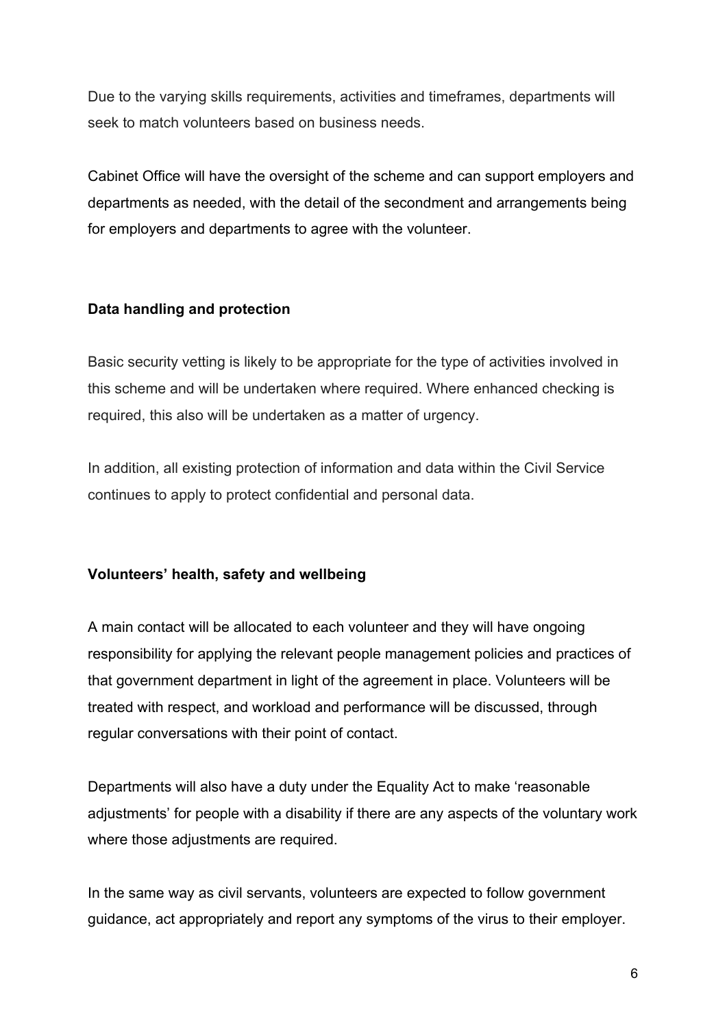Due to the varying skills requirements, activities and timeframes, departments will seek to match volunteers based on business needs.

Cabinet Office will have the oversight of the scheme and can support employers and departments as needed, with the detail of the secondment and arrangements being for employers and departments to agree with the volunteer.

**Data handling and protection**

Basic security vetting is likely to be appropriate for the type of activities involved in this scheme and will be undertaken where required. Where enhanced checking is required, this also will be undertaken as a matter of urgency.

In addition, all existing protection of information and data within the Civil Service continues to apply to protect confidential and personal data.

**Volunteers' health, safety and wellbeing**

A main contact will be allocated to each volunteer and they will have ongoing responsibility for applying the relevant people management policies and practices of that government department in light of the agreement in place. Volunteers will be treated with respect, and workload and performance will be discussed, through regular conversations with their point of contact.

Departments will also have a duty under the Equality Act to make 'reasonable adjustments' for people with a disability if there are any aspects of the voluntary work where those adjustments are required.

In the same way as civil servants, volunteers are expected to follow government guidance, act appropriately and report any symptoms of the virus to their employer.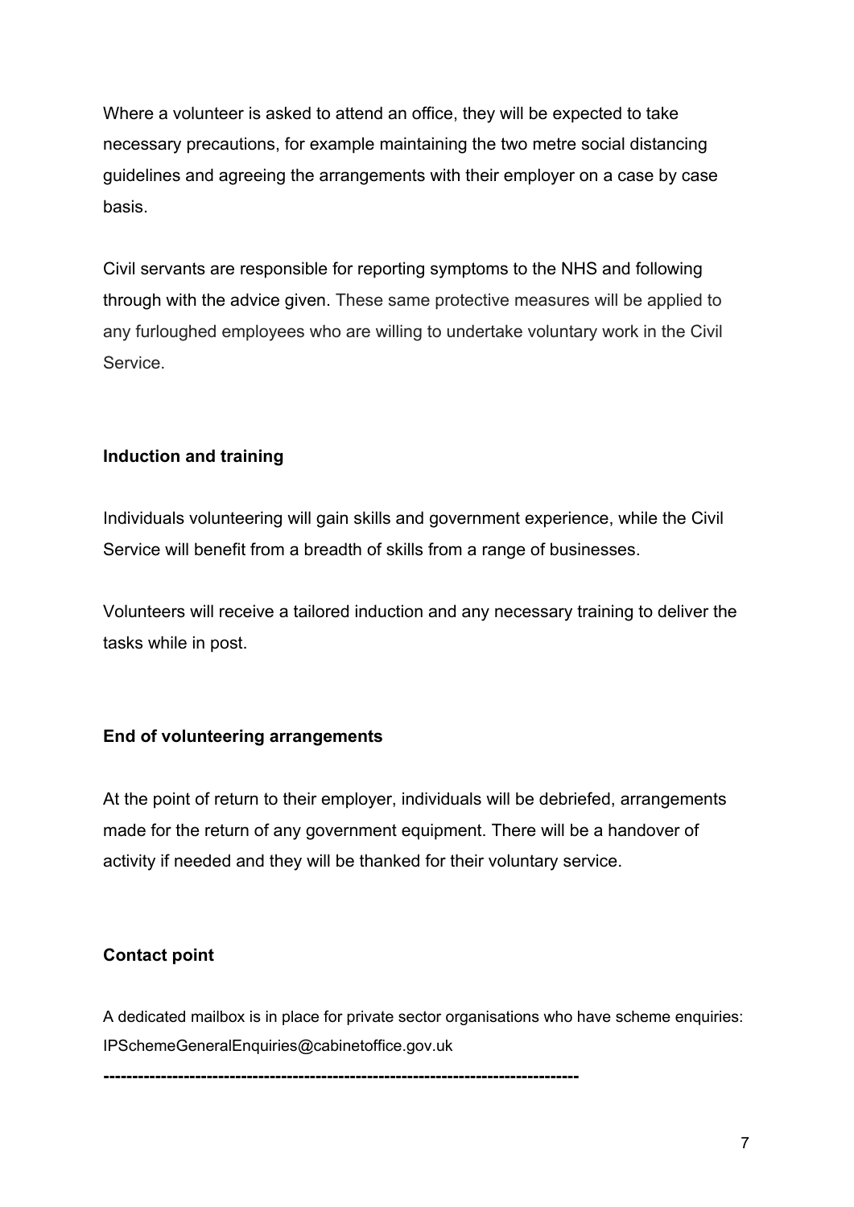Where a volunteer is asked to attend an office, they will be expected to take necessary precautions, for example maintaining the two metre social distancing guidelines and agreeing the arrangements with their employer on a case by case basis.

Civil servants are responsible for reporting symptoms to the NHS and following through with the advice given. These same protective measures will be applied to any furloughed employees who are willing to undertake voluntary work in the Civil Service.

**Induction and training**

Individuals volunteering will gain skills and government experience, while the Civil Service will benefit from a breadth of skills from a range of businesses.

Volunteers will receive a tailored induction and any necessary training to deliver the tasks while in post.

**End of volunteering arrangements**

At the point of return to their employer, individuals will be debriefed, arrangements made for the return of any government equipment. There will be a handover of activity if needed and they will be thanked for their voluntary service.

**Contact point**

A dedicated mailbox is in place for private sector organisations who have scheme enquiries: IPSchemeGeneralEnquiries@cabinetoffice.gov.uk

**---------------------------------------------------------------------------------**